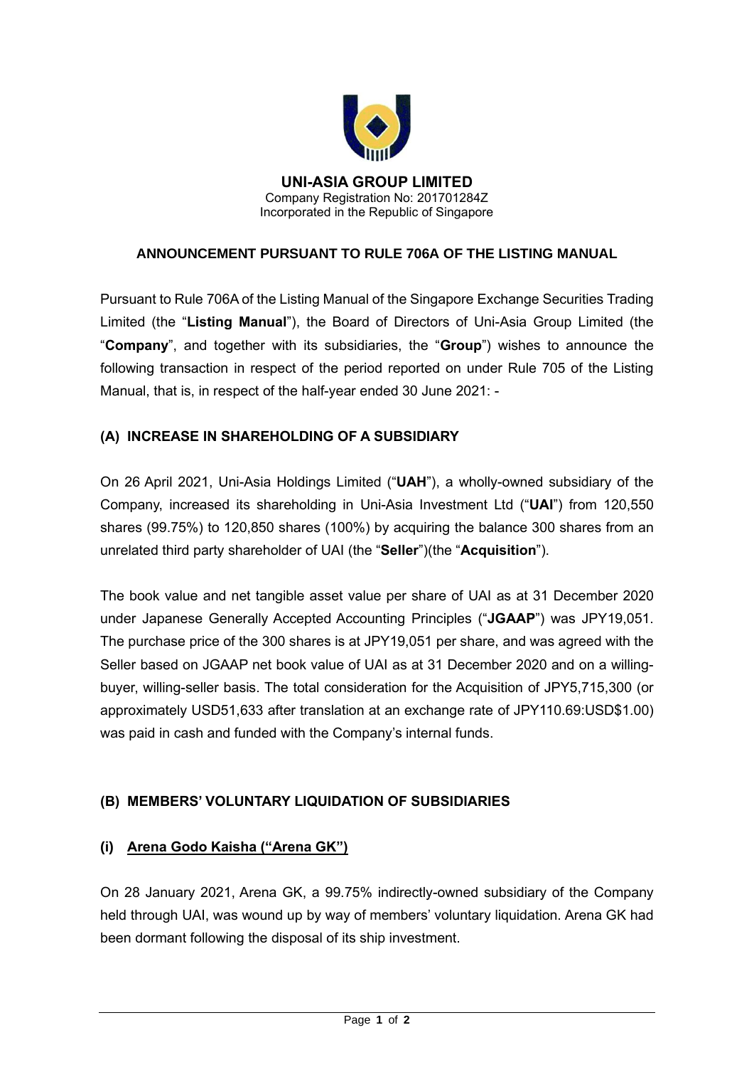**UNI-ASIA GROUP LIMITED**
Company Registration No: 201701284Z
Incorporated in the Republic of Singapore

## ANNOUNCEMENT PURSUANT TO RULE 706A OF THE LISTING MANUAL

Pursuant to Rule 706A of the Listing Manual of the Singapore Exchange Securities Trading Limited (the "**Listing Manual**"), the Board of Directors of Uni-Asia Group Limited (the "**Company**", and together with its subsidiaries, the "**Group**") wishes to announce the following transaction in respect of the period reported on under Rule 705 of the Listing Manual, that is, in respect of the half-year ended 30 June 2021: -

### (A) INCREASE IN SHAREHOLDING OF A SUBSIDIARY

On 26 April 2021, Uni-Asia Holdings Limited ("**UAH**"), a wholly-owned subsidiary of the Company, increased its shareholding in Uni-Asia Investment Ltd ("**UAI**") from 120,550 shares (99.75%) to 120,850 shares (100%) by acquiring the balance 300 shares from an unrelated third party shareholder of UAI (the "**Seller**")(the "**Acquisition**").

The book value and net tangible asset value per share of UAI as at 31 December 2020 under Japanese Generally Accepted Accounting Principles ("**JGAAP**") was JPY19,051. The purchase price of the 300 shares is at JPY19,051 per share, and was agreed with the Seller based on JGAAP net book value of UAI as at 31 December 2020 and on a willing-buyer, willing-seller basis. The total consideration for the Acquisition of JPY5,715,300 (or approximately USD51,633 after translation at an exchange rate of JPY110.69:USD$1.00) was paid in cash and funded with the Company's internal funds.

### (B) MEMBERS' VOLUNTARY LIQUIDATION OF SUBSIDIARIES

#### (i) Arena Godo Kaisha ("Arena GK")

On 28 January 2021, Arena GK, a 99.75% indirectly-owned subsidiary of the Company held through UAI, was wound up by way of members' voluntary liquidation. Arena GK had been dormant following the disposal of its ship investment.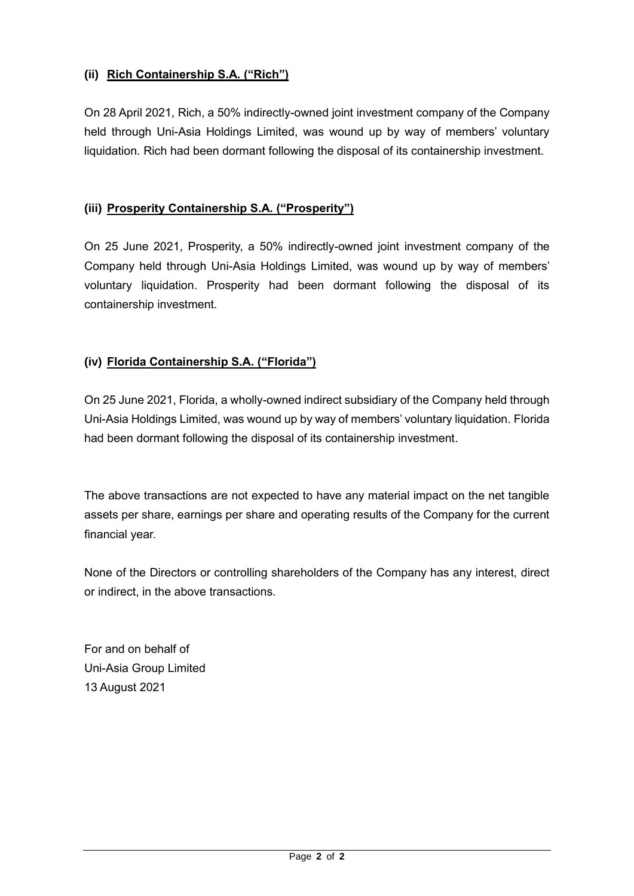**(ii) Rich Containership S.A. ("Rich")**

On 28 April 2021, Rich, a 50% indirectly-owned joint investment company of the Company held through Uni-Asia Holdings Limited, was wound up by way of members' voluntary liquidation. Rich had been dormant following the disposal of its containership investment.

**(iii) Prosperity Containership S.A. ("Prosperity")**

On 25 June 2021, Prosperity, a 50% indirectly-owned joint investment company of the Company held through Uni-Asia Holdings Limited, was wound up by way of members' voluntary liquidation. Prosperity had been dormant following the disposal of its containership investment.

**(iv) Florida Containership S.A. ("Florida")**

On 25 June 2021, Florida, a wholly-owned indirect subsidiary of the Company held through Uni-Asia Holdings Limited, was wound up by way of members' voluntary liquidation. Florida had been dormant following the disposal of its containership investment.

The above transactions are not expected to have any material impact on the net tangible assets per share, earnings per share and operating results of the Company for the current financial year.

None of the Directors or controlling shareholders of the Company has any interest, direct or indirect, in the above transactions.

For and on behalf of
Uni-Asia Group Limited
13 August 2021